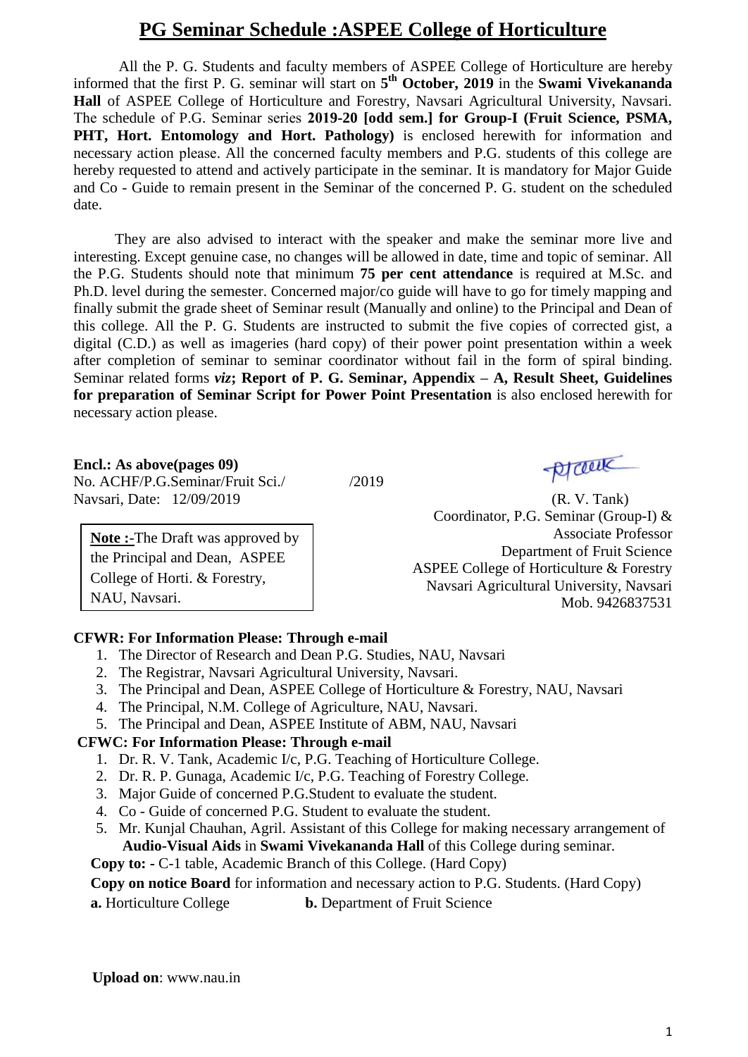# PG Seminar Schedule :ASPEE College of Horticulture

All the P. G. Students and faculty members of ASPEE College of Horticulture are hereby informed that the first P. G. seminar will start on **5th October, 2019** in the **Swami Vivekananda Hall** of ASPEE College of Horticulture and Forestry, Navsari Agricultural University, Navsari. The schedule of P.G. Seminar series **2019-20 [odd sem.] for Group-I (Fruit Science, PSMA, PHT, Hort. Entomology and Hort. Pathology)** is enclosed herewith for information and necessary action please. All the concerned faculty members and P.G. students of this college are hereby requested to attend and actively participate in the seminar. It is mandatory for Major Guide and Co - Guide to remain present in the Seminar of the concerned P. G. student on the scheduled date.

They are also advised to interact with the speaker and make the seminar more live and interesting. Except genuine case, no changes will be allowed in date, time and topic of seminar. All the P.G. Students should note that minimum **75 per cent attendance** is required at M.Sc. and Ph.D. level during the semester. Concerned major/co guide will have to go for timely mapping and finally submit the grade sheet of Seminar result (Manually and online) to the Principal and Dean of this college. All the P. G. Students are instructed to submit the five copies of corrected gist, a digital (C.D.) as well as imageries (hard copy) of their power point presentation within a week after completion of seminar to seminar coordinator without fail in the form of spiral binding. Seminar related forms ***viz*; Report of P. G. Seminar, Appendix – A, Result Sheet, Guidelines for preparation of Seminar Script for Power Point Presentation** is also enclosed herewith for necessary action please.

**Encl.: As above(pages 09)**
No. ACHF/P.G.Seminar/Fruit Sci./ /2019
Navsari, Date: 12/09/2019

(R. V. Tank)
Coordinator, P.G. Seminar (Group-I) &
Associate Professor
Department of Fruit Science
ASPEE College of Horticulture & Forestry
Navsari Agricultural University, Navsari
Mob. 9426837531

**Note :-**The Draft was approved by the Principal and Dean, ASPEE College of Horti. & Forestry, NAU, Navsari.

**CFWR: For Information Please: Through e-mail**

1. The Director of Research and Dean P.G. Studies, NAU, Navsari
2. The Registrar, Navsari Agricultural University, Navsari.
3. The Principal and Dean, ASPEE College of Horticulture & Forestry, NAU, Navsari
4. The Principal, N.M. College of Agriculture, NAU, Navsari.
5. The Principal and Dean, ASPEE Institute of ABM, NAU, Navsari

**CFWC: For Information Please: Through e-mail**

1. Dr. R. V. Tank, Academic I/c, P.G. Teaching of Horticulture College.
2. Dr. R. P. Gunaga, Academic I/c, P.G. Teaching of Forestry College.
3. Major Guide of concerned P.G.Student to evaluate the student.
4. Co - Guide of concerned P.G. Student to evaluate the student.
5. Mr. Kunjal Chauhan, Agril. Assistant of this College for making necessary arrangement of **Audio-Visual Aids** in **Swami Vivekananda Hall** of this College during seminar.

**Copy to: -** C-1 table, Academic Branch of this College. (Hard Copy)

**Copy on notice Board** for information and necessary action to P.G. Students. (Hard Copy)

**a.** Horticulture College **b.** Department of Fruit Science

**Upload on**: www.nau.in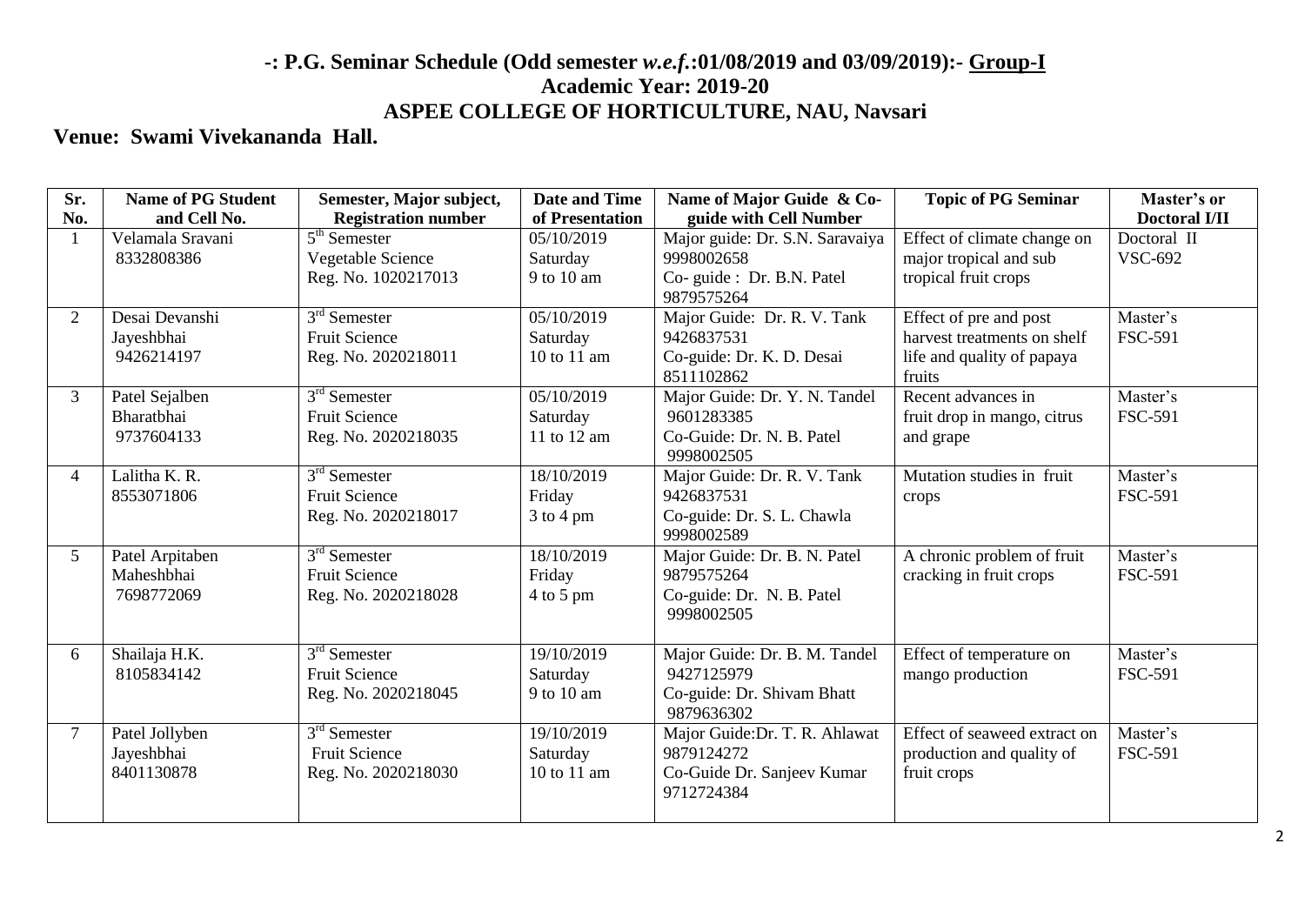# -: P.G. Seminar Schedule (Odd semester *w.e.f.*:01/08/2019 and 03/09/2019):- Group-I

## Academic Year: 2019-20

## ASPEE COLLEGE OF HORTICULTURE, NAU, Navsari

**Venue: Swami Vivekananda Hall.**

| Sr. No. | Name of PG Student and Cell No. | Semester, Major subject, Registration number | Date and Time of Presentation | Name of Major Guide & Co-guide with Cell Number | Topic of PG Seminar | Master's or Doctoral I/II |
|---|---|---|---|---|---|---|
| 1 | Velamala Sravani 8332808386 | 5th Semester Vegetable Science Reg. No. 1020217013 | 05/10/2019 Saturday 9 to 10 am | Major guide: Dr. S.N. Saravaiya 9998002658 Co- guide : Dr. B.N. Patel 9879575264 | Effect of climate change on major tropical and sub tropical fruit crops | Doctoral II VSC-692 |
| 2 | Desai Devanshi Jayeshbhai 9426214197 | 3rd Semester Fruit Science Reg. No. 2020218011 | 05/10/2019 Saturday 10 to 11 am | Major Guide: Dr. R. V. Tank 9426837531 Co-guide: Dr. K. D. Desai 8511102862 | Effect of pre and post harvest treatments on shelf life and quality of papaya fruits | Master's FSC-591 |
| 3 | Patel Sejalben Bharatbhai 9737604133 | 3rd Semester Fruit Science Reg. No. 2020218035 | 05/10/2019 Saturday 11 to 12 am | Major Guide: Dr. Y. N. Tandel 9601283385 Co-Guide: Dr. N. B. Patel 9998002505 | Recent advances in fruit drop in mango, citrus and grape | Master's FSC-591 |
| 4 | Lalitha K. R. 8553071806 | 3rd Semester Fruit Science Reg. No. 2020218017 | 18/10/2019 Friday 3 to 4 pm | Major Guide: Dr. R. V. Tank 9426837531 Co-guide: Dr. S. L. Chawla 9998002589 | Mutation studies in fruit crops | Master's FSC-591 |
| 5 | Patel Arpitaben Maheshbhai 7698772069 | 3rd Semester Fruit Science Reg. No. 2020218028 | 18/10/2019 Friday 4 to 5 pm | Major Guide: Dr. B. N. Patel 9879575264 Co-guide: Dr. N. B. Patel 9998002505 | A chronic problem of fruit cracking in fruit crops | Master's FSC-591 |
| 6 | Shailaja H.K. 8105834142 | 3rd Semester Fruit Science Reg. No. 2020218045 | 19/10/2019 Saturday 9 to 10 am | Major Guide: Dr. B. M. Tandel 9427125979 Co-guide: Dr. Shivam Bhatt 9879636302 | Effect of temperature on mango production | Master's FSC-591 |
| 7 | Patel Jollyben Jayeshbhai 8401130878 | 3rd Semester Fruit Science Reg. No. 2020218030 | 19/10/2019 Saturday 10 to 11 am | Major Guide:Dr. T. R. Ahlawat 9879124272 Co-Guide Dr. Sanjeev Kumar 9712724384 | Effect of seaweed extract on production and quality of fruit crops | Master's FSC-591 |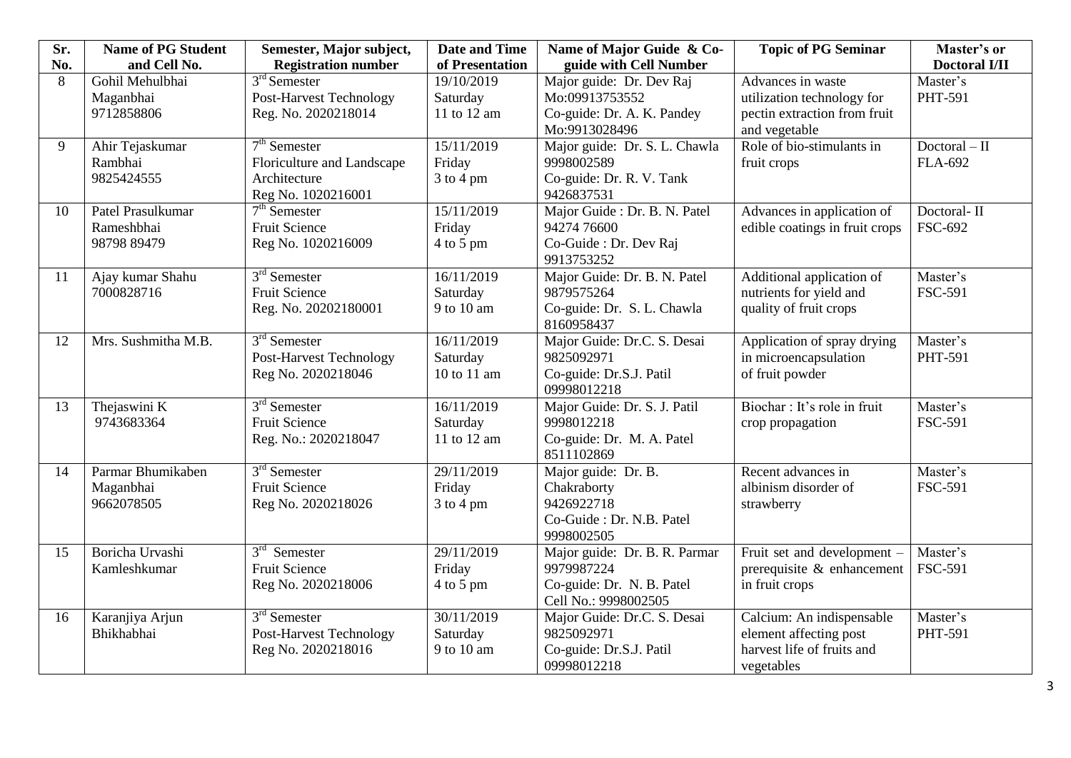| Sr. No. | Name of PG Student and Cell No. | Semester, Major subject, Registration number | Date and Time of Presentation | Name of Major Guide & Co-guide with Cell Number | Topic of PG Seminar | Master's or Doctoral I/II |
|---|---|---|---|---|---|---|
| 8 | Gohil Mehulbhai Maganbhai 9712858806 | 3rd Semester Post-Harvest Technology Reg. No. 2020218014 | 19/10/2019 Saturday 11 to 12 am | Major guide: Dr. Dev Raj Mo:09913753552 Co-guide: Dr. A. K. Pandey Mo:9913028496 | Advances in waste utilization technology for pectin extraction from fruit and vegetable | Master's PHT-591 |
| 9 | Ahir Tejaskumar Rambhai 9825424555 | 7th Semester Floriculture and Landscape Architecture Reg No. 1020216001 | 15/11/2019 Friday 3 to 4 pm | Major guide: Dr. S. L. Chawla 9998002589 Co-guide: Dr. R. V. Tank 9426837531 | Role of bio-stimulants in fruit crops | Doctoral – II FLA-692 |
| 10 | Patel Prasulkumar Rameshbhai 98798 89479 | 7th Semester Fruit Science Reg No. 1020216009 | 15/11/2019 Friday 4 to 5 pm | Major Guide : Dr. B. N. Patel 94274 76600 Co-Guide : Dr. Dev Raj 9913753252 | Advances in application of edible coatings in fruit crops | Doctoral- II FSC-692 |
| 11 | Ajay kumar Shahu 7000828716 | 3rd Semester Fruit Science Reg. No. 20202180001 | 16/11/2019 Saturday 9 to 10 am | Major Guide: Dr. B. N. Patel 9879575264 Co-guide: Dr. S. L. Chawla 8160958437 | Additional application of nutrients for yield and quality of fruit crops | Master's FSC-591 |
| 12 | Mrs. Sushmitha M.B. | 3rd Semester Post-Harvest Technology Reg No. 2020218046 | 16/11/2019 Saturday 10 to 11 am | Major Guide: Dr.C. S. Desai 9825092971 Co-guide: Dr.S.J. Patil 09998012218 | Application of spray drying in microencapsulation of fruit powder | Master's PHT-591 |
| 13 | Thejaswini K 9743683364 | 3rd Semester Fruit Science Reg. No.: 2020218047 | 16/11/2019 Saturday 11 to 12 am | Major Guide: Dr. S. J. Patil 9998012218 Co-guide: Dr. M. A. Patel 8511102869 | Biochar : It's role in fruit crop propagation | Master's FSC-591 |
| 14 | Parmar Bhumikaben Maganbhai 9662078505 | 3rd Semester Fruit Science Reg No. 2020218026 | 29/11/2019 Friday 3 to 4 pm | Major guide: Dr. B. Chakraborty 9426922718 Co-Guide : Dr. N.B. Patel 9998002505 | Recent advances in albinism disorder of strawberry | Master's FSC-591 |
| 15 | Boricha Urvashi Kamleshkumar | 3rd Semester Fruit Science Reg No. 2020218006 | 29/11/2019 Friday 4 to 5 pm | Major guide: Dr. B. R. Parmar 9979987224 Co-guide: Dr. N. B. Patel Cell No.: 9998002505 | Fruit set and development – prerequisite & enhancement in fruit crops | Master's FSC-591 |
| 16 | Karanjiya Arjun Bhikhabhai | 3rd Semester Post-Harvest Technology Reg No. 2020218016 | 30/11/2019 Saturday 9 to 10 am | Major Guide: Dr.C. S. Desai 9825092971 Co-guide: Dr.S.J. Patil 09998012218 | Calcium: An indispensable element affecting post harvest life of fruits and vegetables | Master's PHT-591 |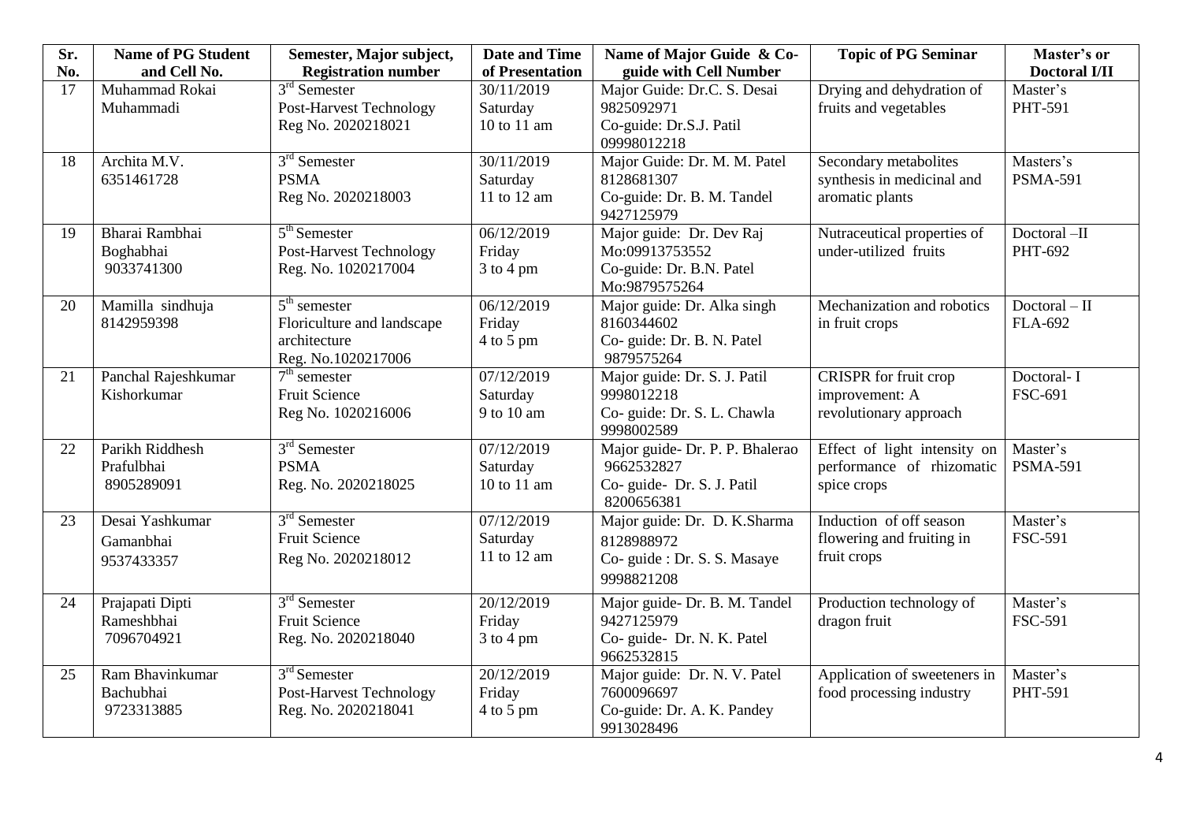| Sr. No. | Name of PG Student and Cell No. | Semester, Major subject, Registration number | Date and Time of Presentation | Name of Major Guide & Co-guide with Cell Number | Topic of PG Seminar | Master's or Doctoral I/II |
|---|---|---|---|---|---|---|
| 17 | Muhammad Rokai Muhammadi | 3rd Semester Post-Harvest Technology Reg No. 2020218021 | 30/11/2019 Saturday 10 to 11 am | Major Guide: Dr.C. S. Desai 9825092971 Co-guide: Dr.S.J. Patil 09998012218 | Drying and dehydration of fruits and vegetables | Master's PHT-591 |
| 18 | Archita M.V. 6351461728 | 3rd Semester PSMA Reg No. 2020218003 | 30/11/2019 Saturday 11 to 12 am | Major Guide: Dr. M. M. Patel 8128681307 Co-guide: Dr. B. M. Tandel 9427125979 | Secondary metabolites synthesis in medicinal and aromatic plants | Masters's PSMA-591 |
| 19 | Bharai Rambhai Boghabhai 9033741300 | 5th Semester Post-Harvest Technology Reg. No. 1020217004 | 06/12/2019 Friday 3 to 4 pm | Major guide: Dr. Dev Raj Mo:09913753552 Co-guide: Dr. B.N. Patel Mo:9879575264 | Nutraceutical properties of under-utilized fruits | Doctoral –II PHT-692 |
| 20 | Mamilla sindhuja 8142959398 | 5th semester Floriculture and landscape architecture Reg. No.1020217006 | 06/12/2019 Friday 4 to 5 pm | Major guide: Dr. Alka singh 8160344602 Co- guide: Dr. B. N. Patel 9879575264 | Mechanization and robotics in fruit crops | Doctoral – II FLA-692 |
| 21 | Panchal Rajeshkumar Kishorkumar | 7th semester Fruit Science Reg No. 1020216006 | 07/12/2019 Saturday 9 to 10 am | Major guide: Dr. S. J. Patil 9998012218 Co- guide: Dr. S. L. Chawla 9998002589 | CRISPR for fruit crop improvement: A revolutionary approach | Doctoral- I FSC-691 |
| 22 | Parikh Riddhesh Prafulbhai 8905289091 | 3rd Semester PSMA Reg. No. 2020218025 | 07/12/2019 Saturday 10 to 11 am | Major guide- Dr. P. P. Bhalerao 9662532827 Co- guide- Dr. S. J. Patil 8200656381 | Effect of light intensity on performance of rhizomatic spice crops | Master's PSMA-591 |
| 23 | Desai Yashkumar Gamanbhai 9537433357 | 3rd Semester Fruit Science Reg No. 2020218012 | 07/12/2019 Saturday 11 to 12 am | Major guide: Dr. D. K.Sharma 8128988972 Co- guide : Dr. S. S. Masaye 9998821208 | Induction of off season flowering and fruiting in fruit crops | Master's FSC-591 |
| 24 | Prajapati Dipti Rameshbhai 7096704921 | 3rd Semester Fruit Science Reg. No. 2020218040 | 20/12/2019 Friday 3 to 4 pm | Major guide- Dr. B. M. Tandel 9427125979 Co- guide- Dr. N. K. Patel 9662532815 | Production technology of dragon fruit | Master's FSC-591 |
| 25 | Ram Bhavinkumar Bachubhai 9723313885 | 3rd Semester Post-Harvest Technology Reg. No. 2020218041 | 20/12/2019 Friday 4 to 5 pm | Major guide: Dr. N. V. Patel 7600096697 Co-guide: Dr. A. K. Pandey 9913028496 | Application of sweeteners in food processing industry | Master's PHT-591 |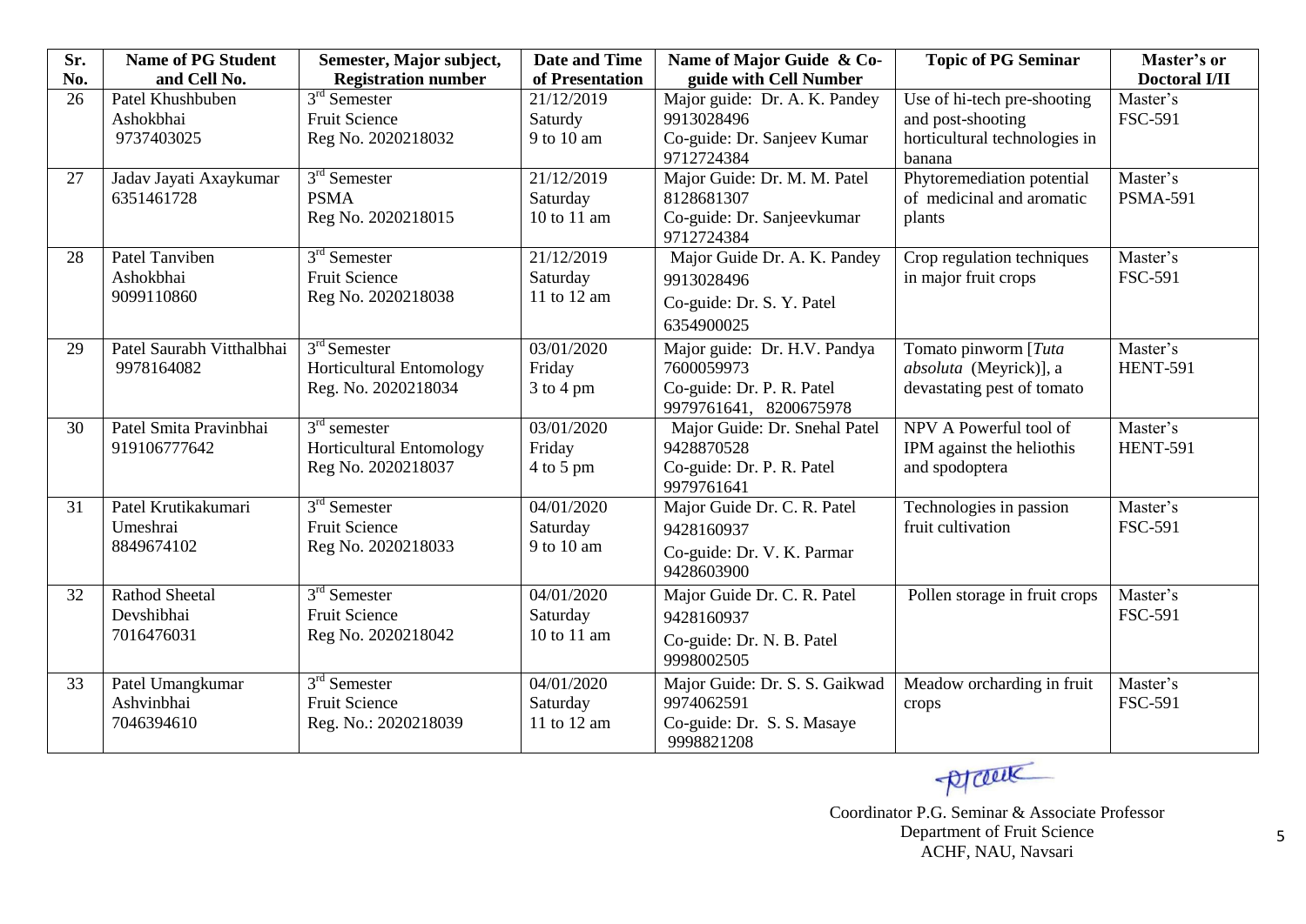| Sr. No. | Name of PG Student and Cell No. | Semester, Major subject, Registration number | Date and Time of Presentation | Name of Major Guide & Co-guide with Cell Number | Topic of PG Seminar | Master's or Doctoral I/II |
|---|---|---|---|---|---|---|
| 26 | Patel Khushbuben Ashokbhai 9737403025 | 3rd Semester Fruit Science Reg No. 2020218032 | 21/12/2019 Saturdy 9 to 10 am | Major guide: Dr. A. K. Pandey 9913028496 Co-guide: Dr. Sanjeev Kumar 9712724384 | Use of hi-tech pre-shooting and post-shooting horticultural technologies in banana | Master's FSC-591 |
| 27 | Jadav Jayati Axaykumar 6351461728 | 3rd Semester PSMA Reg No. 2020218015 | 21/12/2019 Saturday 10 to 11 am | Major Guide: Dr. M. M. Patel 8128681307 Co-guide: Dr. Sanjeevkumar 9712724384 | Phytoremediation potential of medicinal and aromatic plants | Master's PSMA-591 |
| 28 | Patel Tanviben Ashokbhai 9099110860 | 3rd Semester Fruit Science Reg No. 2020218038 | 21/12/2019 Saturday 11 to 12 am | Major Guide Dr. A. K. Pandey 9913028496 Co-guide: Dr. S. Y. Patel 6354900025 | Crop regulation techniques in major fruit crops | Master's FSC-591 |
| 29 | Patel Saurabh Vitthalbhai 9978164082 | 3rd Semester Horticultural Entomology Reg. No. 2020218034 | 03/01/2020 Friday 3 to 4 pm | Major guide: Dr. H.V. Pandya 7600059973 Co-guide: Dr. P. R. Patel 9979761641, 8200675978 | Tomato pinworm [*Tuta absoluta* (Meyrick)], a devastating pest of tomato | Master's HENT-591 |
| 30 | Patel Smita Pravinbhai 919106777642 | 3rd semester Horticultural Entomology Reg No. 2020218037 | 03/01/2020 Friday 4 to 5 pm | Major Guide: Dr. Snehal Patel 9428870528 Co-guide: Dr. P. R. Patel 9979761641 | NPV A Powerful tool of IPM against the heliothis and spodoptera | Master's HENT-591 |
| 31 | Patel Krutikakumari Umeshrai 8849674102 | 3rd Semester Fruit Science Reg No. 2020218033 | 04/01/2020 Saturday 9 to 10 am | Major Guide Dr. C. R. Patel 9428160937 Co-guide: Dr. V. K. Parmar 9428603900 | Technologies in passion fruit cultivation | Master's FSC-591 |
| 32 | Rathod Sheetal Devshibhai 7016476031 | 3rd Semester Fruit Science Reg No. 2020218042 | 04/01/2020 Saturday 10 to 11 am | Major Guide Dr. C. R. Patel 9428160937 Co-guide: Dr. N. B. Patel 9998002505 | Pollen storage in fruit crops | Master's FSC-591 |
| 33 | Patel Umangkumar Ashvinbhai 7046394610 | 3rd Semester Fruit Science Reg. No.: 2020218039 | 04/01/2020 Saturday 11 to 12 am | Major Guide: Dr. S. S. Gaikwad 9974062591 Co-guide: Dr. S. S. Masaye 9998821208 | Meadow orcharding in fruit crops | Master's FSC-591 |

Coordinator P.G. Seminar & Associate Professor
Department of Fruit Science
ACHF, NAU, Navsari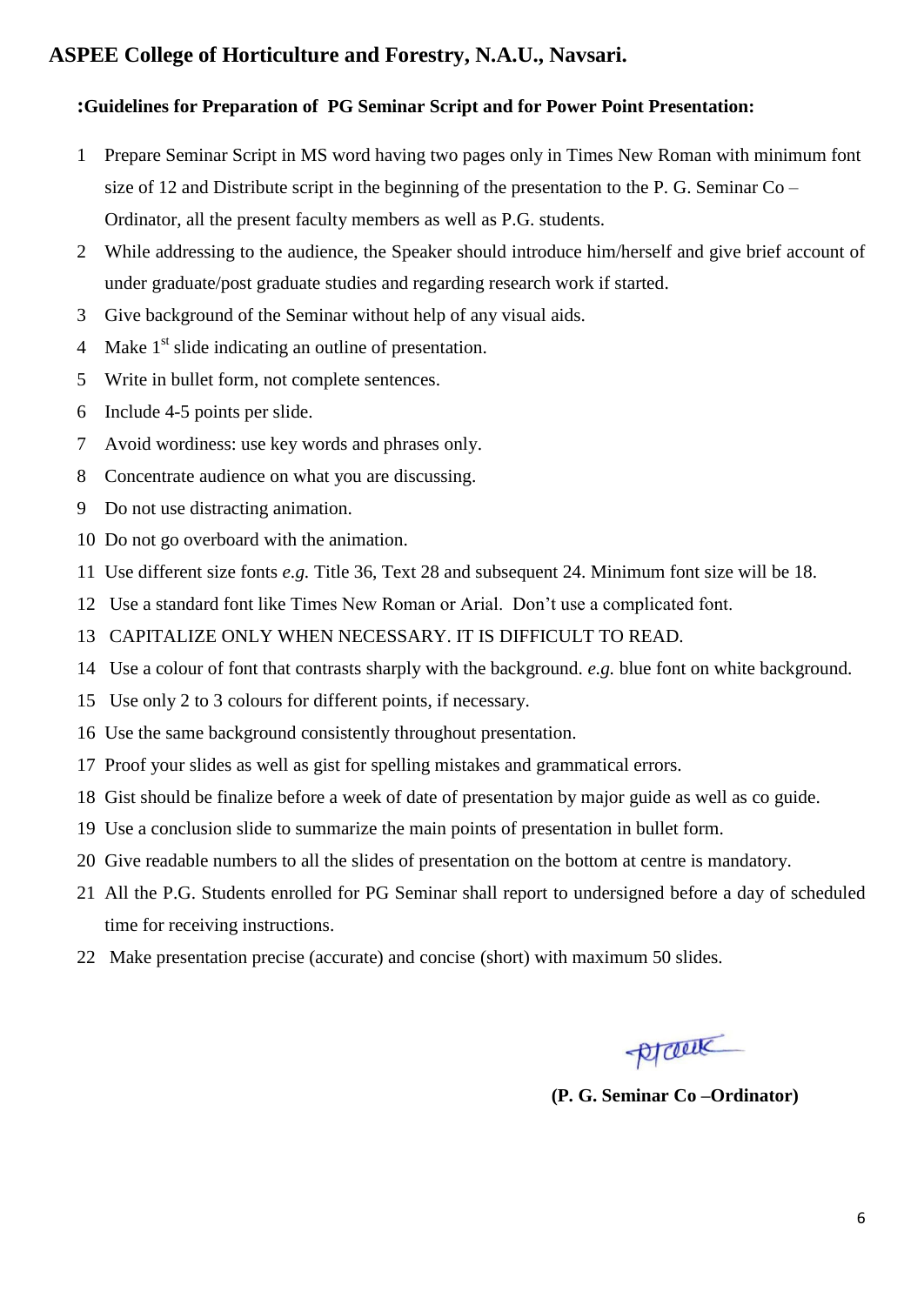## ASPEE College of Horticulture and Forestry, N.A.U., Navsari.

**:Guidelines for Preparation of PG Seminar Script and for Power Point Presentation:**

1. Prepare Seminar Script in MS word having two pages only in Times New Roman with minimum font size of 12 and Distribute script in the beginning of the presentation to the P. G. Seminar Co – Ordinator, all the present faculty members as well as P.G. students.
2. While addressing to the audience, the Speaker should introduce him/herself and give brief account of under graduate/post graduate studies and regarding research work if started.
3. Give background of the Seminar without help of any visual aids.
4. Make 1st slide indicating an outline of presentation.
5. Write in bullet form, not complete sentences.
6. Include 4-5 points per slide.
7. Avoid wordiness: use key words and phrases only.
8. Concentrate audience on what you are discussing.
9. Do not use distracting animation.
10. Do not go overboard with the animation.
11. Use different size fonts *e.g.* Title 36, Text 28 and subsequent 24. Minimum font size will be 18.
12. Use a standard font like Times New Roman or Arial. Don't use a complicated font.
13. CAPITALIZE ONLY WHEN NECESSARY. IT IS DIFFICULT TO READ.
14. Use a colour of font that contrasts sharply with the background. *e.g.* blue font on white background.
15. Use only 2 to 3 colours for different points, if necessary.
16. Use the same background consistently throughout presentation.
17. Proof your slides as well as gist for spelling mistakes and grammatical errors.
18. Gist should be finalize before a week of date of presentation by major guide as well as co guide.
19. Use a conclusion slide to summarize the main points of presentation in bullet form.
20. Give readable numbers to all the slides of presentation on the bottom at centre is mandatory.
21. All the P.G. Students enrolled for PG Seminar shall report to undersigned before a day of scheduled time for receiving instructions.
22. Make presentation precise (accurate) and concise (short) with maximum 50 slides.

**(P. G. Seminar Co –Ordinator)**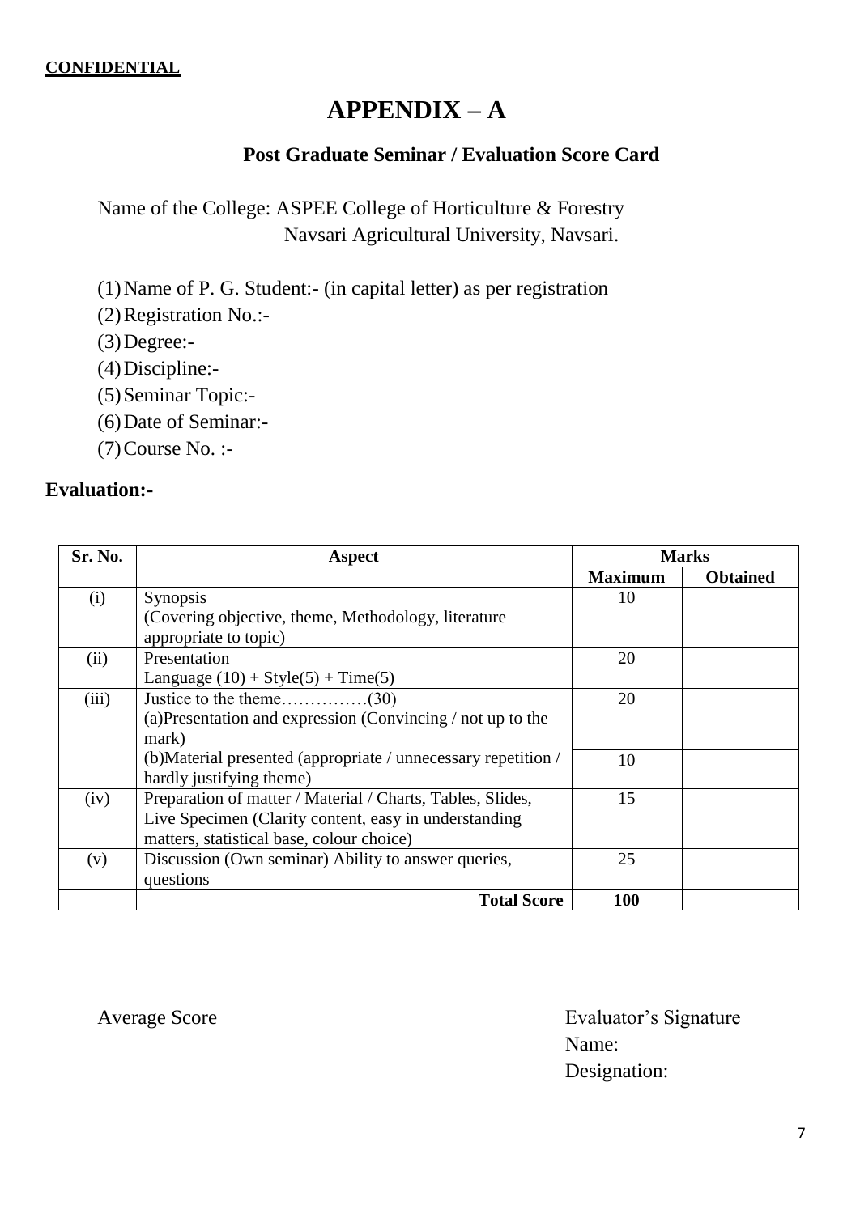**CONFIDENTIAL**

# APPENDIX – A

## Post Graduate Seminar / Evaluation Score Card

Name of the College: ASPEE College of Horticulture & Forestry
Navsari Agricultural University, Navsari.

(1) Name of P. G. Student:- (in capital letter) as per registration
(2) Registration No.:-
(3) Degree:-
(4) Discipline:-
(5) Seminar Topic:-
(6) Date of Seminar:-
(7) Course No. :-

**Evaluation:-**

| Sr. No. | Aspect | Marks | |
|---|---|---|---|
| | | **Maximum** | **Obtained** |
| (i) | Synopsis (Covering objective, theme, Methodology, literature appropriate to topic) | 10 | |
| (ii) | Presentation Language (10) + Style(5) + Time(5) | 20 | |
| (iii) | Justice to the theme……………(30) (a)Presentation and expression (Convincing / not up to the mark) | 20 | |
| | (b)Material presented (appropriate / unnecessary repetition / hardly justifying theme) | 10 | |
| (iv) | Preparation of matter / Material / Charts, Tables, Slides, Live Specimen (Clarity content, easy in understanding matters, statistical base, colour choice) | 15 | |
| (v) | Discussion (Own seminar) Ability to answer queries, questions | 25 | |
| | **Total Score** | **100** | |

Average Score

Evaluator's Signature
Name:
Designation: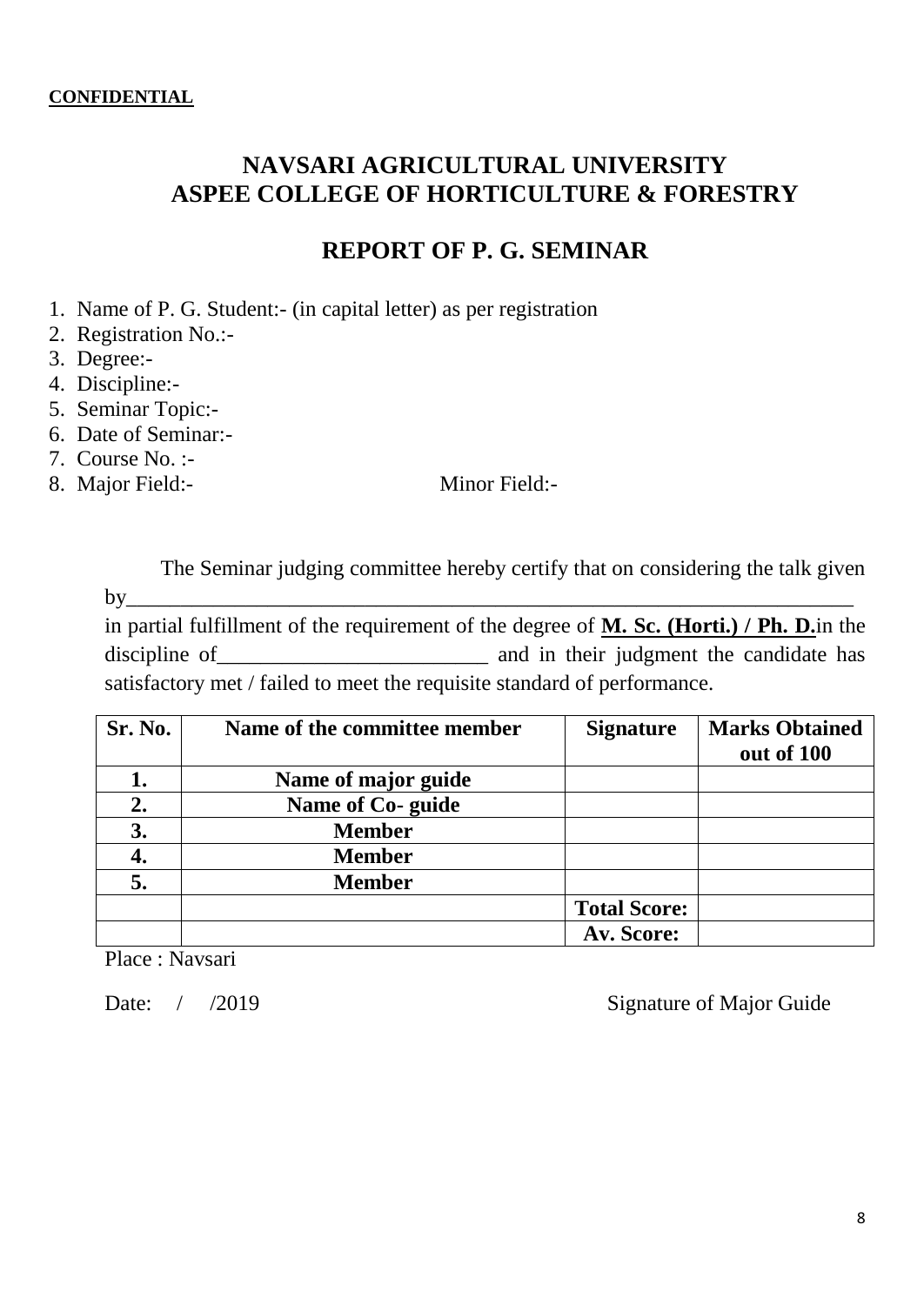**CONFIDENTIAL**

# NAVSARI AGRICULTURAL UNIVERSITY
# ASPEE COLLEGE OF HORTICULTURE & FORESTRY

## REPORT OF P. G. SEMINAR

1. Name of P. G. Student:- (in capital letter) as per registration
2. Registration No.:-
3. Degree:-
4. Discipline:-
5. Seminar Topic:-
6. Date of Seminar:-
7. Course No. :-
8. Major Field:- Minor Field:-

The Seminar judging committee hereby certify that on considering the talk given by_______________________________________________________________________ in partial fulfillment of the requirement of the degree of **M. Sc. (Horti.) / Ph. D.** in the discipline of_________________________ and in their judgment the candidate has satisfactory met / failed to meet the requisite standard of performance.

| Sr. No. | Name of the committee member | Signature | Marks Obtained out of 100 |
|---|---|---|---|
| **1.** | **Name of major guide** | | |
| **2.** | **Name of Co- guide** | | |
| **3.** | **Member** | | |
| **4.** | **Member** | | |
| **5.** | **Member** | | |
| | | **Total Score:** | |
| | | **Av. Score:** | |

Place : Navsari

Date: / /2019 Signature of Major Guide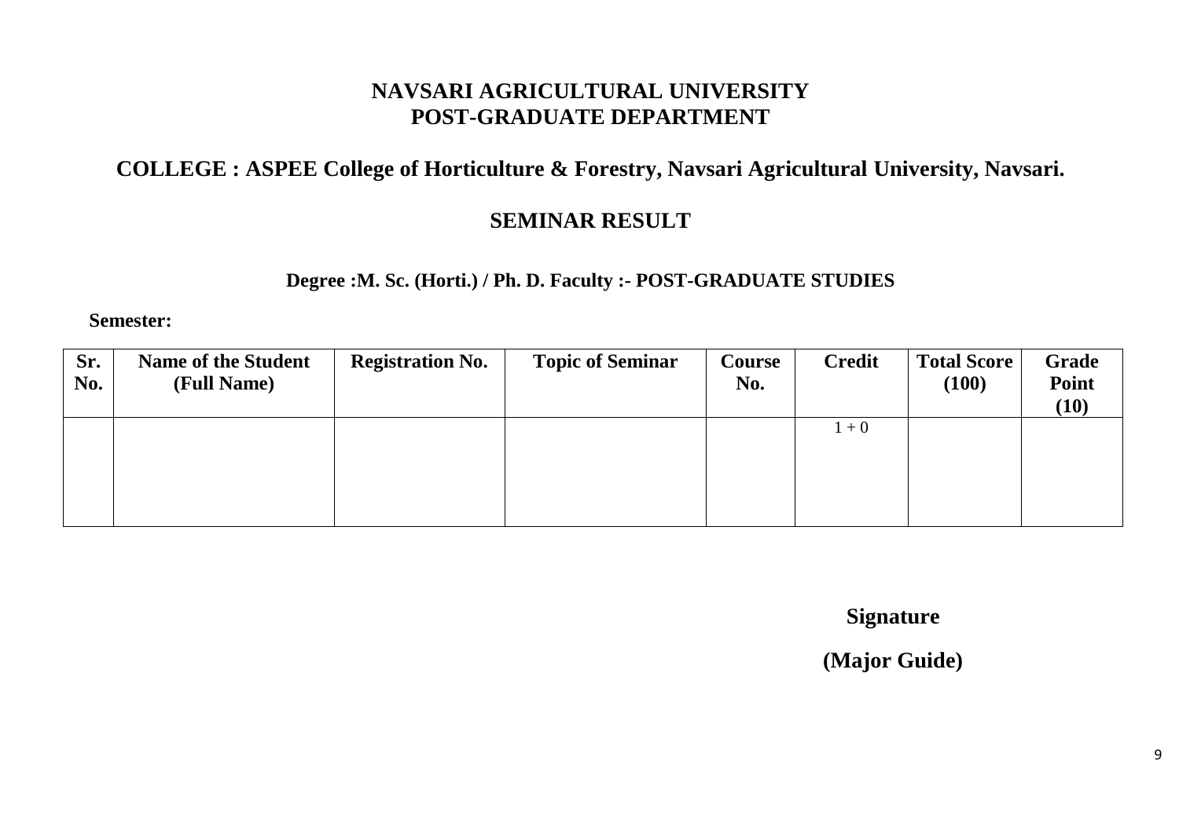# NAVSARI AGRICULTURAL UNIVERSITY
# POST-GRADUATE DEPARTMENT

## COLLEGE : ASPEE College of Horticulture & Forestry, Navsari Agricultural University, Navsari.

## SEMINAR RESULT

**Degree :M. Sc. (Horti.) / Ph. D. Faculty :- POST-GRADUATE STUDIES**

**Semester:**

| Sr. No. | Name of the Student (Full Name) | Registration No. | Topic of Seminar | Course No. | Credit | Total Score (100) | Grade Point (10) |
|---|---|---|---|---|---|---|---|
| | | | | | 1 + 0 | | |

**Signature**

**(Major Guide)**